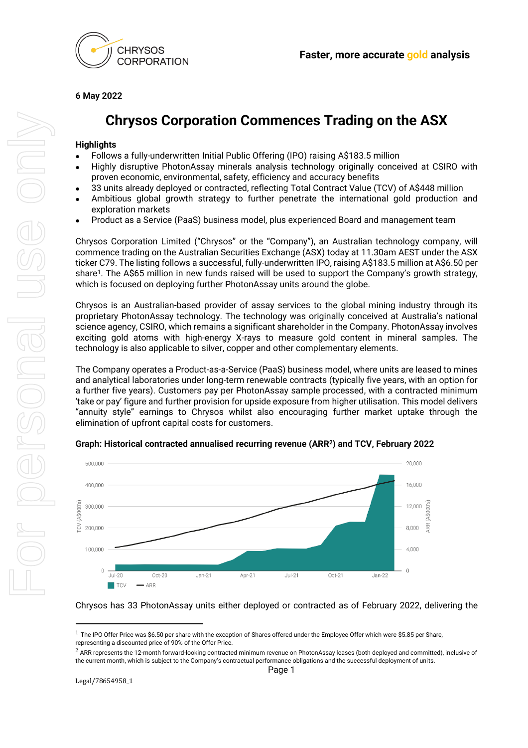**Faster, more accurate gold analysis**

**6 May 2022**

# Chrysos Corporation Commences Trading on the ASX

**Highlights**

- Follows a fully-underwritten Initial Public Offering (IPO) raising A$183.5 million
- Highly disruptive PhotonAssay minerals analysis technology originally conceived at CSIRO with proven economic, environmental, safety, efficiency and accuracy benefits
- 33 units already deployed or contracted, reflecting Total Contract Value (TCV) of A$448 million
- Ambitious global growth strategy to further penetrate the international gold production and exploration markets
- Product as a Service (PaaS) business model, plus experienced Board and management team

Chrysos Corporation Limited ("Chrysos" or the "Company"), an Australian technology company, will commence trading on the Australian Securities Exchange (ASX) today at 11.30am AEST under the ASX ticker C79. The listing follows a successful, fully-underwritten IPO, raising A$183.5 million at A$6.50 per share[1]. The A$65 million in new funds raised will be used to support the Company's growth strategy, which is focused on deploying further PhotonAssay units around the globe.

Chrysos is an Australian-based provider of assay services to the global mining industry through its proprietary PhotonAssay technology. The technology was originally conceived at Australia's national science agency, CSIRO, which remains a significant shareholder in the Company. PhotonAssay involves exciting gold atoms with high-energy X-rays to measure gold content in mineral samples. The technology is also applicable to silver, copper and other complementary elements.

The Company operates a Product-as-a-Service (PaaS) business model, where units are leased to mines and analytical laboratories under long-term renewable contracts (typically five years, with an option for a further five years). Customers pay per PhotonAssay sample processed, with a contracted minimum 'take or pay' figure and further provision for upside exposure from higher utilisation. This model delivers "annuity style" earnings to Chrysos whilst also encouraging further market uptake through the elimination of upfront capital costs for customers.

**Graph: Historical contracted annualised recurring revenue (ARR[2]) and TCV, February 2022**

Chrysos has 33 PhotonAssay units either deployed or contracted as of February 2022, delivering the

---

[1] The IPO Offer Price was $6.50 per share with the exception of Shares offered under the Employee Offer which were $5.85 per Share, representing a discounted price of 90% of the Offer Price.

[2] ARR represents the 12-month forward-looking contracted minimum revenue on PhotonAssay leases (both deployed and committed), inclusive of the current month, which is subject to the Company's contractual performance obligations and the successful deployment of units.

Legal/78654958_1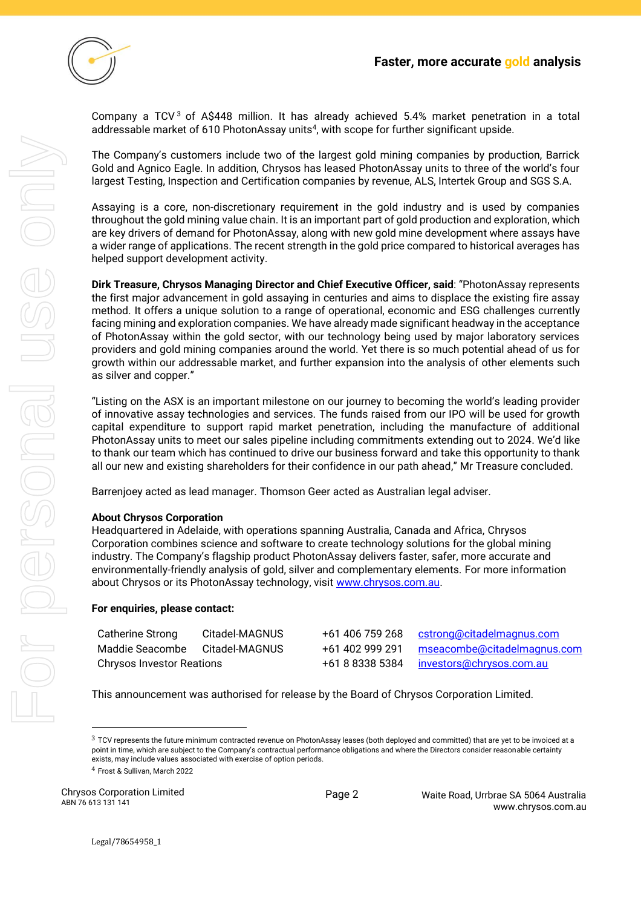Company a TCV[3] of A$448 million. It has already achieved 5.4% market penetration in a total addressable market of 610 PhotonAssay units[4], with scope for further significant upside.

The Company's customers include two of the largest gold mining companies by production, Barrick Gold and Agnico Eagle. In addition, Chrysos has leased PhotonAssay units to three of the world's four largest Testing, Inspection and Certification companies by revenue, ALS, Intertek Group and SGS S.A.

Assaying is a core, non-discretionary requirement in the gold industry and is used by companies throughout the gold mining value chain. It is an important part of gold production and exploration, which are key drivers of demand for PhotonAssay, along with new gold mine development where assays have a wider range of applications. The recent strength in the gold price compared to historical averages has helped support development activity.

**Dirk Treasure, Chrysos Managing Director and Chief Executive Officer, said**: "PhotonAssay represents the first major advancement in gold assaying in centuries and aims to displace the existing fire assay method. It offers a unique solution to a range of operational, economic and ESG challenges currently facing mining and exploration companies. We have already made significant headway in the acceptance of PhotonAssay within the gold sector, with our technology being used by major laboratory services providers and gold mining companies around the world. Yet there is so much potential ahead of us for growth within our addressable market, and further expansion into the analysis of other elements such as silver and copper."

"Listing on the ASX is an important milestone on our journey to becoming the world's leading provider of innovative assay technologies and services. The funds raised from our IPO will be used for growth capital expenditure to support rapid market penetration, including the manufacture of additional PhotonAssay units to meet our sales pipeline including commitments extending out to 2024. We'd like to thank our team which has continued to drive our business forward and take this opportunity to thank all our new and existing shareholders for their confidence in our path ahead," Mr Treasure concluded.

Barrenjoey acted as lead manager. Thomson Geer acted as Australian legal adviser.

**About Chrysos Corporation**

Headquartered in Adelaide, with operations spanning Australia, Canada and Africa, Chrysos Corporation combines science and software to create technology solutions for the global mining industry. The Company's flagship product PhotonAssay delivers faster, safer, more accurate and environmentally-friendly analysis of gold, silver and complementary elements. For more information about Chrysos or its PhotonAssay technology, visit www.chrysos.com.au.

**For enquiries, please contact:**

| | | | |
|---|---|---|---|
| Catherine Strong | Citadel-MAGNUS | +61 406 759 268 | cstrong@citadelmagnus.com |
| Maddie Seacombe | Citadel-MAGNUS | +61 402 999 291 | mseacombe@citadelmagnus.com |
| Chrysos Investor Reations | | +61 8 8338 5384 | investors@chrysos.com.au |

This announcement was authorised for release by the Board of Chrysos Corporation Limited.

[3] TCV represents the future minimum contracted revenue on PhotonAssay leases (both deployed and committed) that are yet to be invoiced at a point in time, which are subject to the Company's contractual performance obligations and where the Directors consider reasonable certainty exists, may include values associated with exercise of option periods.

[4] Frost & Sullivan, March 2022